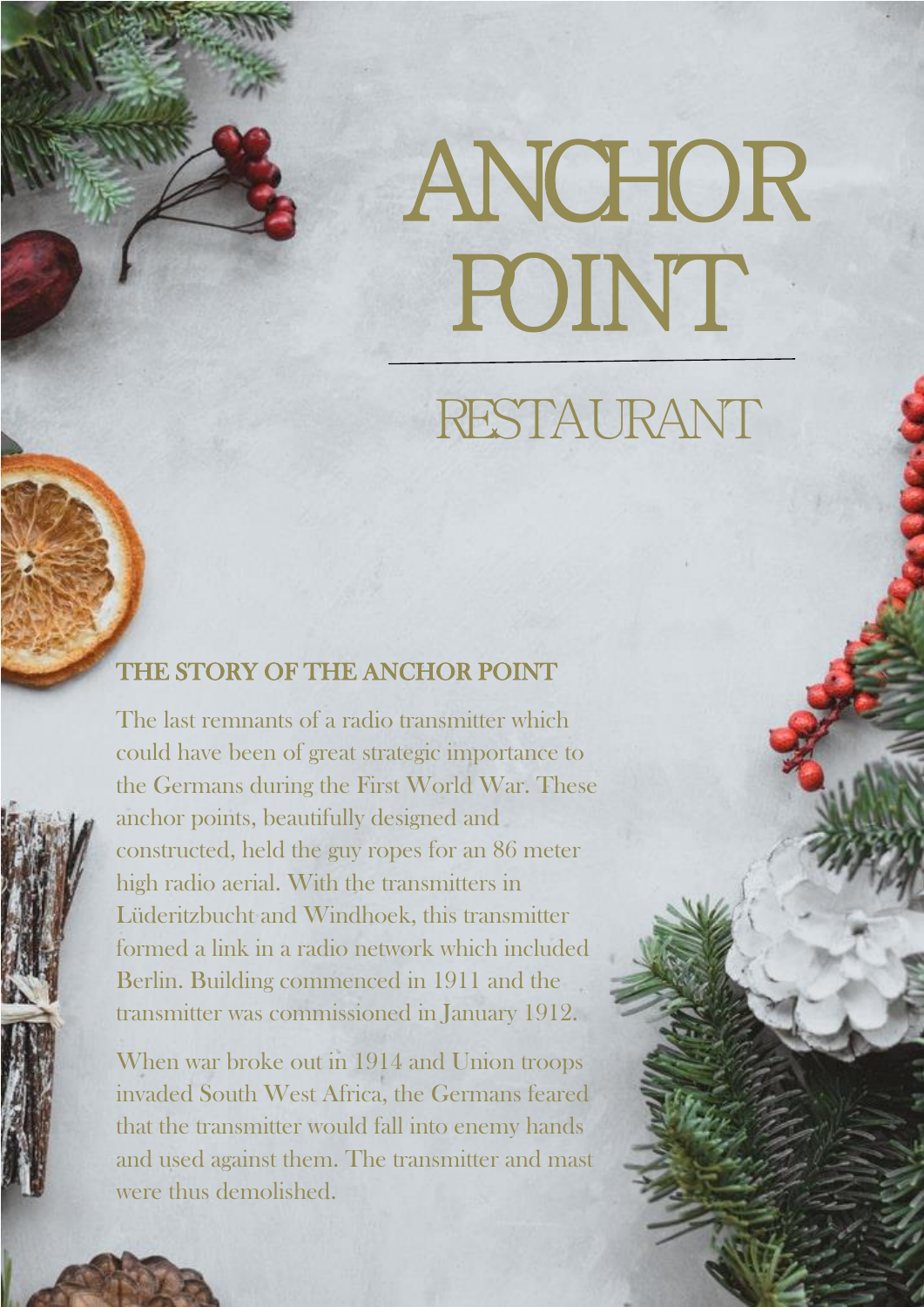# ANCHOR POINT

## RESTAURANT

### THE STORY OF THE ANCHOR POINT

The last remnants of a radio transmitter which could have been of great strategic importance to the Germans during the First World War. These anchor points, beautifully designed and constructed, held the guy ropes for an 86 meter high radio aerial. With the transmitters in Lüderitzbucht and Windhoek, this transmitter formed a link in a radio network which included Berlin. Building commenced in 1911 and the transmitter was commissioned in January 1912.

When war broke out in 1914 and Union troops invaded South West Africa, the Germans feared that the transmitter would fall into enemy hands and used against them. The transmitter and mast were thus demolished.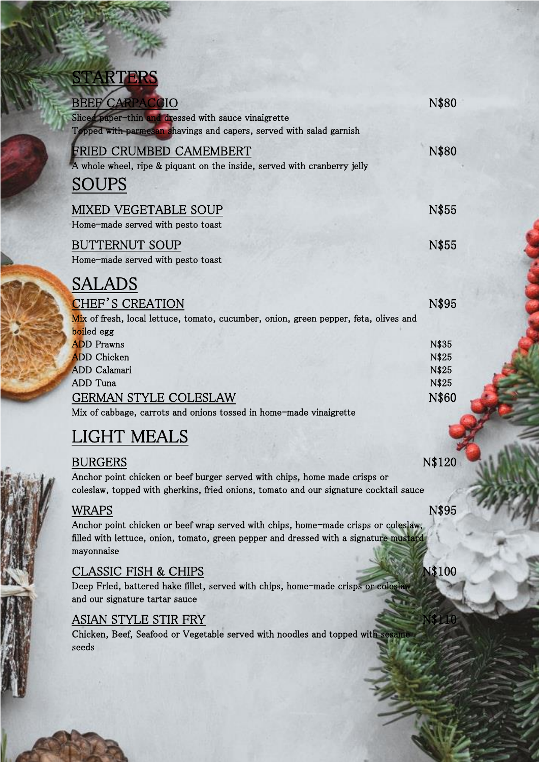# STARTERS

## BEEF CARPACCIO — N$80

Sliced paper-thin and dressed with sauce vinaigrette
Topped with parmesan shavings and capers, served with salad garnish

## FRIED CRUMBED CAMEMBERT — N$80

A whole wheel, ripe & piquant on the inside, served with cranberry jelly

# SOUPS

## MIXED VEGETABLE SOUP — N$55

Home-made served with pesto toast

## BUTTERNUT SOUP — N$55

Home-made served with pesto toast

# SALADS

## CHEF'S CREATION — N$95

Mix of fresh, local lettuce, tomato, cucumber, onion, green pepper, feta, olives and boiled egg

- ADD Prawns — N$35
- ADD Chicken — N$25
- ADD Calamari — N$25
- ADD Tuna — N$25

## GERMAN STYLE COLESLAW — N$60

Mix of cabbage, carrots and onions tossed in home-made vinaigrette

# LIGHT MEALS

## BURGERS — N$120

Anchor point chicken or beef burger served with chips, home made crisps or coleslaw, topped with gherkins, fried onions, tomato and our signature cocktail sauce

## WRAPS — N$95

Anchor point chicken or beef wrap served with chips, home-made crisps or coleslaw, filled with lettuce, onion, tomato, green pepper and dressed with a signature mustard mayonnaise

## CLASSIC FISH & CHIPS — N$100

Deep Fried, battered hake fillet, served with chips, home-made crisps or coleslaw and our signature tartar sauce

## ASIAN STYLE STIR FRY — N$110

Chicken, Beef, Seafood or Vegetable served with noodles and topped with sesame seeds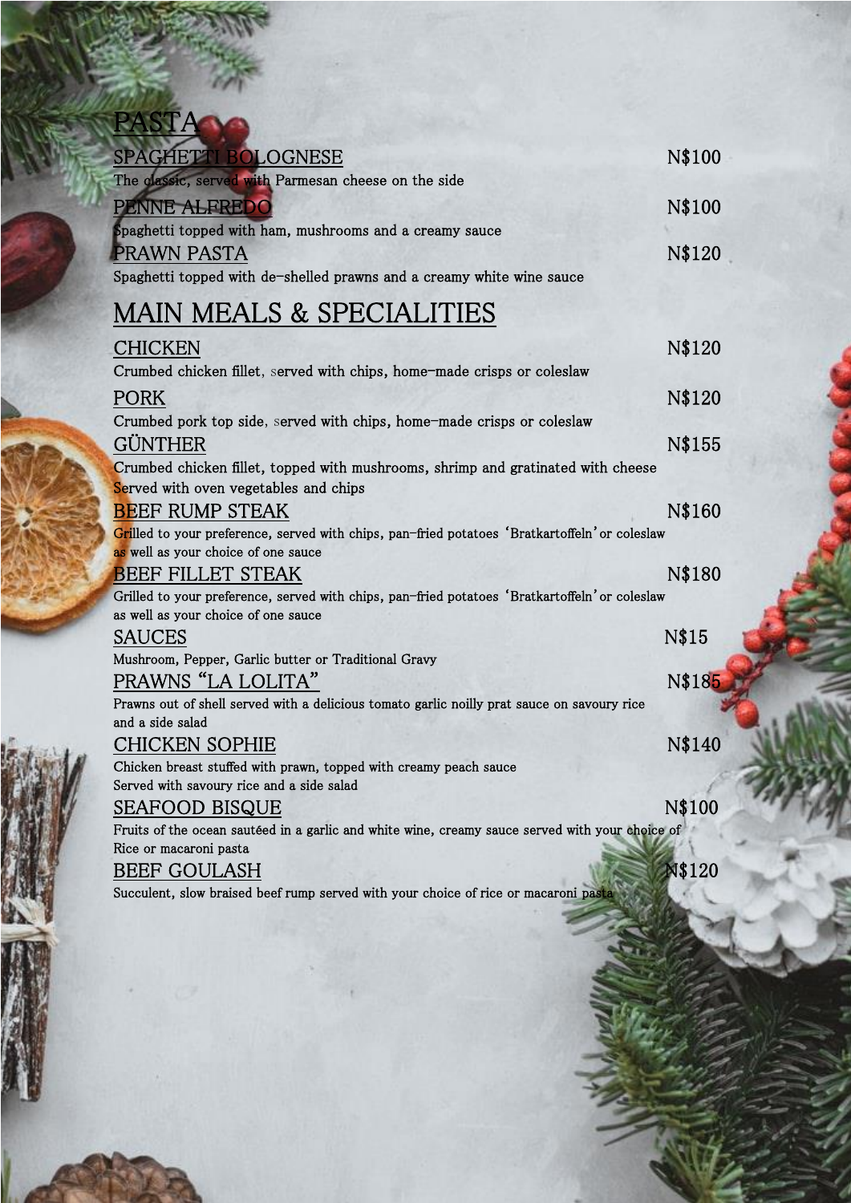# PASTA

**SPAGHETTI BOLOGNESE** N$100

The classic, served with Parmesan cheese on the side

**PENNE ALFREDO** N$100

Spaghetti topped with ham, mushrooms and a creamy sauce

**PRAWN PASTA** N$120

Spaghetti topped with de-shelled prawns and a creamy white wine sauce

# MAIN MEALS & SPECIALITIES

**CHICKEN** N$120

Crumbed chicken fillet, served with chips, home-made crisps or coleslaw

**PORK** N$120

Crumbed pork top side, served with chips, home-made crisps or coleslaw

**GÜNTHER** N$155

Crumbed chicken fillet, topped with mushrooms, shrimp and gratinated with cheese
Served with oven vegetables and chips

**BEEF RUMP STEAK** N$160

Grilled to your preference, served with chips, pan-fried potatoes 'Bratkartoffeln' or coleslaw as well as your choice of one sauce

**BEEF FILLET STEAK** N$180

Grilled to your preference, served with chips, pan-fried potatoes 'Bratkartoffeln' or coleslaw as well as your choice of one sauce

**SAUCES** N$15

Mushroom, Pepper, Garlic butter or Traditional Gravy

**PRAWNS "LA LOLITA"** N$185

Prawns out of shell served with a delicious tomato garlic noilly prat sauce on savoury rice and a side salad

**CHICKEN SOPHIE** N$140

Chicken breast stuffed with prawn, topped with creamy peach sauce
Served with savoury rice and a side salad

**SEAFOOD BISQUE** N$100

Fruits of the ocean sautéed in a garlic and white wine, creamy sauce served with your choice of Rice or macaroni pasta

**BEEF GOULASH** N$120

Succulent, slow braised beef rump served with your choice of rice or macaroni pasta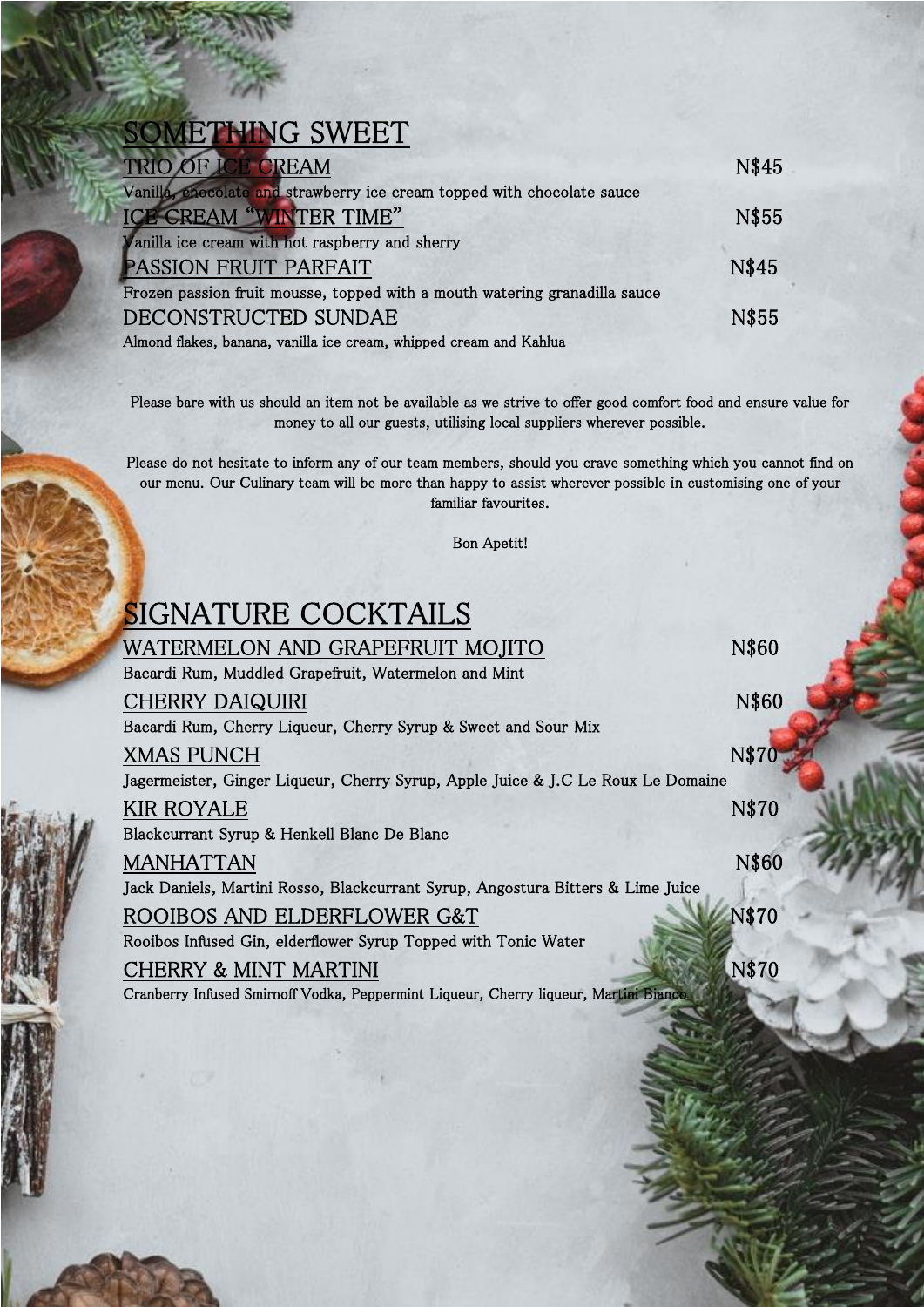## SOMETHING SWEET

### TRIO OF ICE CREAM — N$45
Vanilla, chocolate and strawberry ice cream topped with chocolate sauce

### ICE CREAM "WINTER TIME" — N$55
Vanilla ice cream with hot raspberry and sherry

### PASSION FRUIT PARFAIT — N$45
Frozen passion fruit mousse, topped with a mouth watering granadilla sauce

### DECONSTRUCTED SUNDAE — N$55
Almond flakes, banana, vanilla ice cream, whipped cream and Kahlua

Please bare with us should an item not be available as we strive to offer good comfort food and ensure value for money to all our guests, utilising local suppliers wherever possible.

Please do not hesitate to inform any of our team members, should you crave something which you cannot find on our menu. Our Culinary team will be more than happy to assist wherever possible in customising one of your familiar favourites.

Bon Apetit!

## SIGNATURE COCKTAILS

### WATERMELON AND GRAPEFRUIT MOJITO — N$60
Bacardi Rum, Muddled Grapefruit, Watermelon and Mint

### CHERRY DAIQUIRI — N$60
Bacardi Rum, Cherry Liqueur, Cherry Syrup & Sweet and Sour Mix

### XMAS PUNCH — N$70
Jagermeister, Ginger Liqueur, Cherry Syrup, Apple Juice & J.C Le Roux Le Domaine

### KIR ROYALE — N$70
Blackcurrant Syrup & Henkell Blanc De Blanc

### MANHATTAN — N$60
Jack Daniels, Martini Rosso, Blackcurrant Syrup, Angostura Bitters & Lime Juice

### ROOIBOS AND ELDERFLOWER G&T — N$70
Rooibos Infused Gin, elderflower Syrup Topped with Tonic Water

### CHERRY & MINT MARTINI — N$70
Cranberry Infused Smirnoff Vodka, Peppermint Liqueur, Cherry liqueur, Martini Bianco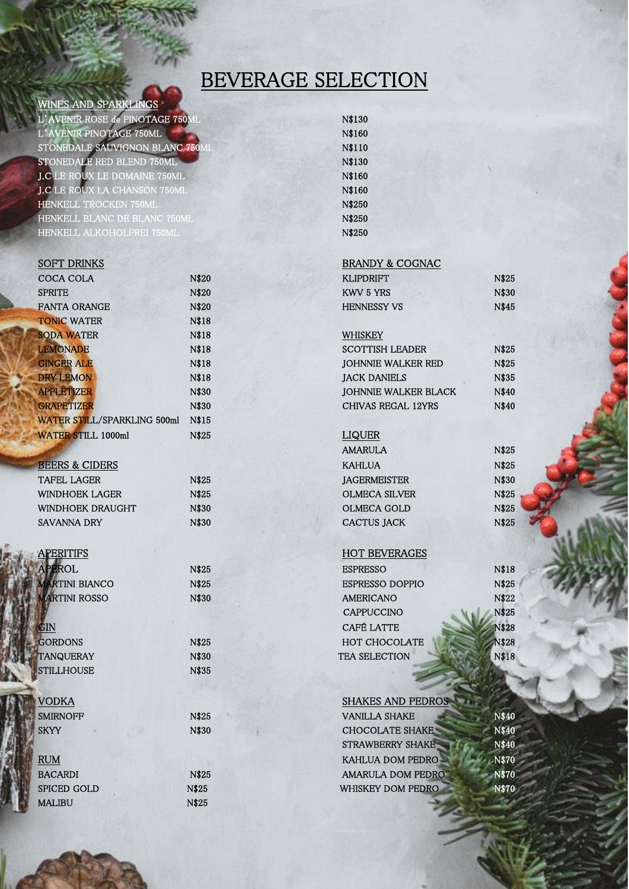# BEVERAGE SELECTION

## WINES AND SPARKLINGS

| Item | Price |
|---|---|
| L'AVENIR ROSE de PINOTAGE 750ML | N$130 |
| L'AVENIR PINOTAGE 750ML | N$160 |
| STONEDALE SAUVIGNON BLANC 750ML | N$110 |
| STONEDALE RED BLEND 750ML | N$130 |
| J.C LE ROUX LE DOMAINE 750ML | N$160 |
| J.C LE ROUX LA CHANSON 750ML | N$160 |
| HENKELL TROCKEN 750ML | N$250 |
| HENKELL BLANC DE BLANC 750ML | N$250 |
| HENKELL ALKOHOLFREI 750ML | N$250 |

## SOFT DRINKS

| Item | Price |
|---|---|
| COCA COLA | N$20 |
| SPRITE | N$20 |
| FANTA ORANGE | N$20 |
| TONIC WATER | N$18 |
| SODA WATER | N$18 |
| LEMONADE | N$18 |
| GINGER ALE | N$18 |
| DRY LEMON | N$18 |
| APPLETIZER | N$30 |
| GRAPETIZER | N$30 |
| WATER STILL/SPARKLING 500ml | N$15 |
| WATER STILL 1000ml | N$25 |

## BEERS & CIDERS

| Item | Price |
|---|---|
| TAFEL LAGER | N$25 |
| WINDHOEK LAGER | N$25 |
| WINDHOEK DRAUGHT | N$30 |
| SAVANNA DRY | N$30 |

## APERITIFS

| Item | Price |
|---|---|
| APEROL | N$25 |
| MARTINI BIANCO | N$25 |
| MARTINI ROSSO | N$30 |

## GIN

| Item | Price |
|---|---|
| GORDONS | N$25 |
| TANQUERAY | N$30 |
| STILLHOUSE | N$35 |

## VODKA

| Item | Price |
|---|---|
| SMIRNOFF | N$25 |
| SKYY | N$30 |

## RUM

| Item | Price |
|---|---|
| BACARDI | N$25 |
| SPICED GOLD | N$25 |
| MALIBU | N$25 |

## BRANDY & COGNAC

| Item | Price |
|---|---|
| KLIPDRIFT | N$25 |
| KWV 5 YRS | N$30 |
| HENNESSY VS | N$45 |

## WHISKEY

| Item | Price |
|---|---|
| SCOTTISH LEADER | N$25 |
| JOHNNIE WALKER RED | N$25 |
| JACK DANIELS | N$35 |
| JOHNNIE WALKER BLACK | N$40 |
| CHIVAS REGAL 12YRS | N$40 |

## LIQUER

| Item | Price |
|---|---|
| AMARULA | N$25 |
| KAHLUA | N$25 |
| JAGERMEISTER | N$30 |
| OLMECA SILVER | N$25 |
| OLMECA GOLD | N$25 |
| CACTUS JACK | N$25 |

## HOT BEVERAGES

| Item | Price |
|---|---|
| ESPRESSO | N$18 |
| ESPRESSO DOPPIO | N$25 |
| AMERICANO | N$22 |
| CAPPUCCINO | N$25 |
| CAFÉ LATTE | N$28 |
| HOT CHOCOLATE | N$28 |
| TEA SELECTION | N$18 |

## SHAKES AND PEDROS

| Item | Price |
|---|---|
| VANILLA SHAKE | N$40 |
| CHOCOLATE SHAKE | N$40 |
| STRAWBERRY SHAKE | N$40 |
| KAHLUA DOM PEDRO | N$70 |
| AMARULA DOM PEDRO | N$70 |
| WHISKEY DOM PEDRO | N$70 |